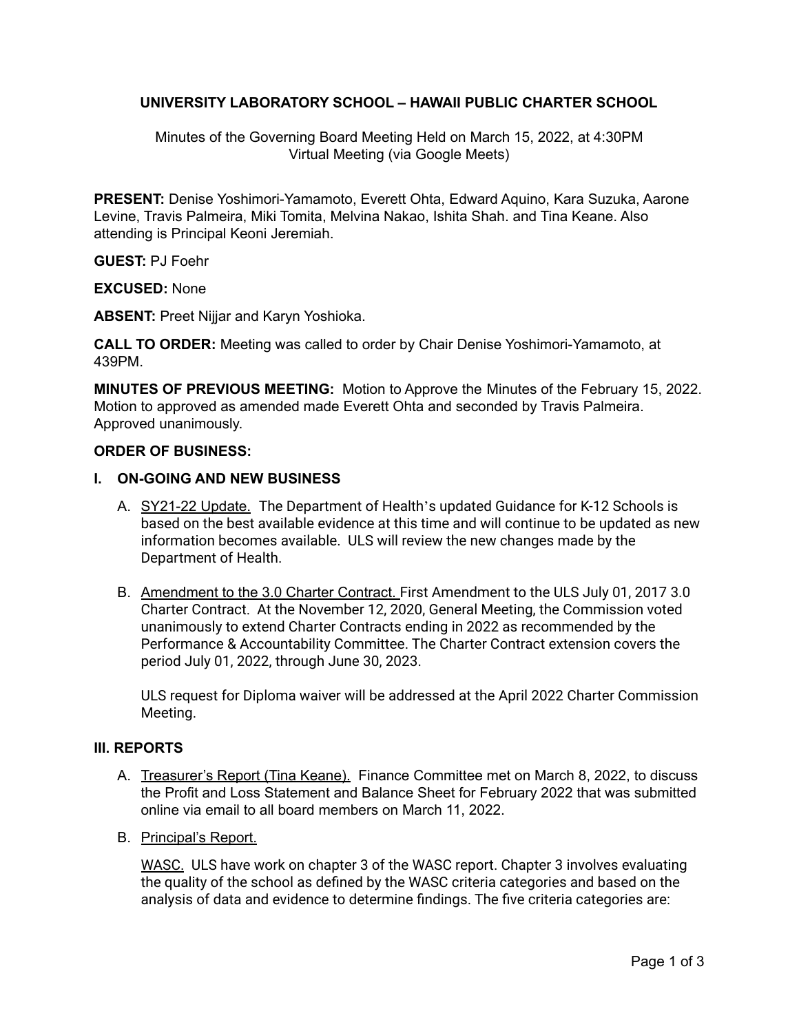**UNIVERSITY LABORATORY SCHOOL – HAWAII PUBLIC CHARTER SCHOOL**

Minutes of the Governing Board Meeting Held on March 15, 2022, at 4:30PM
Virtual Meeting (via Google Meets)

**PRESENT:** Denise Yoshimori-Yamamoto, Everett Ohta, Edward Aquino, Kara Suzuka, Aarone Levine, Travis Palmeira, Miki Tomita, Melvina Nakao, Ishita Shah. and Tina Keane. Also attending is Principal Keoni Jeremiah.

**GUEST:** PJ Foehr

**EXCUSED:** None

**ABSENT:** Preet Nijjar and Karyn Yoshioka.

**CALL TO ORDER:** Meeting was called to order by Chair Denise Yoshimori-Yamamoto, at 439PM.

**MINUTES OF PREVIOUS MEETING:** Motion to Approve the Minutes of the February 15, 2022. Motion to approved as amended made Everett Ohta and seconded by Travis Palmeira. Approved unanimously.

**ORDER OF BUSINESS:**

**I. ON-GOING AND NEW BUSINESS**

A. SY21-22 Update. The Department of Health's updated Guidance for K-12 Schools is based on the best available evidence at this time and will continue to be updated as new information becomes available. ULS will review the new changes made by the Department of Health.

B. Amendment to the 3.0 Charter Contract. First Amendment to the ULS July 01, 2017 3.0 Charter Contract. At the November 12, 2020, General Meeting, the Commission voted unanimously to extend Charter Contracts ending in 2022 as recommended by the Performance & Accountability Committee. The Charter Contract extension covers the period July 01, 2022, through June 30, 2023.

ULS request for Diploma waiver will be addressed at the April 2022 Charter Commission Meeting.

**III. REPORTS**

A. Treasurer's Report (Tina Keane). Finance Committee met on March 8, 2022, to discuss the Profit and Loss Statement and Balance Sheet for February 2022 that was submitted online via email to all board members on March 11, 2022.

B. Principal's Report.

WASC. ULS have work on chapter 3 of the WASC report. Chapter 3 involves evaluating the quality of the school as defined by the WASC criteria categories and based on the analysis of data and evidence to determine findings. The five criteria categories are: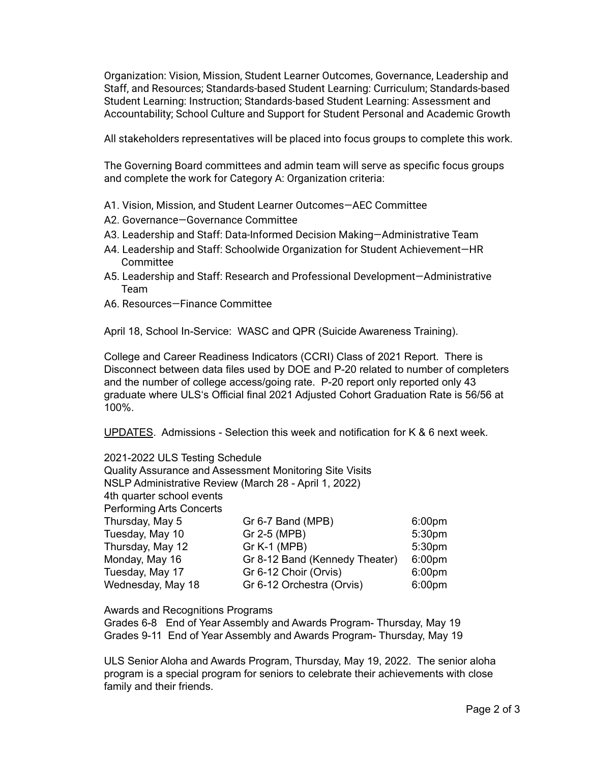Organization: Vision, Mission, Student Learner Outcomes, Governance, Leadership and Staff, and Resources; Standards-based Student Learning: Curriculum; Standards-based Student Learning: Instruction; Standards-based Student Learning: Assessment and Accountability; School Culture and Support for Student Personal and Academic Growth

All stakeholders representatives will be placed into focus groups to complete this work.

The Governing Board committees and admin team will serve as specific focus groups and complete the work for Category A: Organization criteria:

A1. Vision, Mission, and Student Learner Outcomes—AEC Committee
A2. Governance—Governance Committee
A3. Leadership and Staff: Data-Informed Decision Making—Administrative Team
A4. Leadership and Staff: Schoolwide Organization for Student Achievement—HR Committee
A5. Leadership and Staff: Research and Professional Development—Administrative Team
A6. Resources—Finance Committee

April 18, School In-Service: WASC and QPR (Suicide Awareness Training).

College and Career Readiness Indicators (CCRI) Class of 2021 Report. There is Disconnect between data files used by DOE and P-20 related to number of completers and the number of college access/going rate. P-20 report only reported only 43 graduate where ULS's Official final 2021 Adjusted Cohort Graduation Rate is 56/56 at 100%.

<u>UPDATES</u>. Admissions - Selection this week and notification for K & 6 next week.

2021-2022 ULS Testing Schedule
Quality Assurance and Assessment Monitoring Site Visits
NSLP Administrative Review (March 28 - April 1, 2022)
4th quarter school events
Performing Arts Concerts

| | | |
|---|---|---|
| Thursday, May 5 | Gr 6-7 Band (MPB) | 6:00pm |
| Tuesday, May 10 | Gr 2-5 (MPB) | 5:30pm |
| Thursday, May 12 | Gr K-1 (MPB) | 5:30pm |
| Monday, May 16 | Gr 8-12 Band (Kennedy Theater) | 6:00pm |
| Tuesday, May 17 | Gr 6-12 Choir (Orvis) | 6:00pm |
| Wednesday, May 18 | Gr 6-12 Orchestra (Orvis) | 6:00pm |

Awards and Recognitions Programs
Grades 6-8 End of Year Assembly and Awards Program- Thursday, May 19
Grades 9-11 End of Year Assembly and Awards Program- Thursday, May 19

ULS Senior Aloha and Awards Program, Thursday, May 19, 2022. The senior aloha program is a special program for seniors to celebrate their achievements with close family and their friends.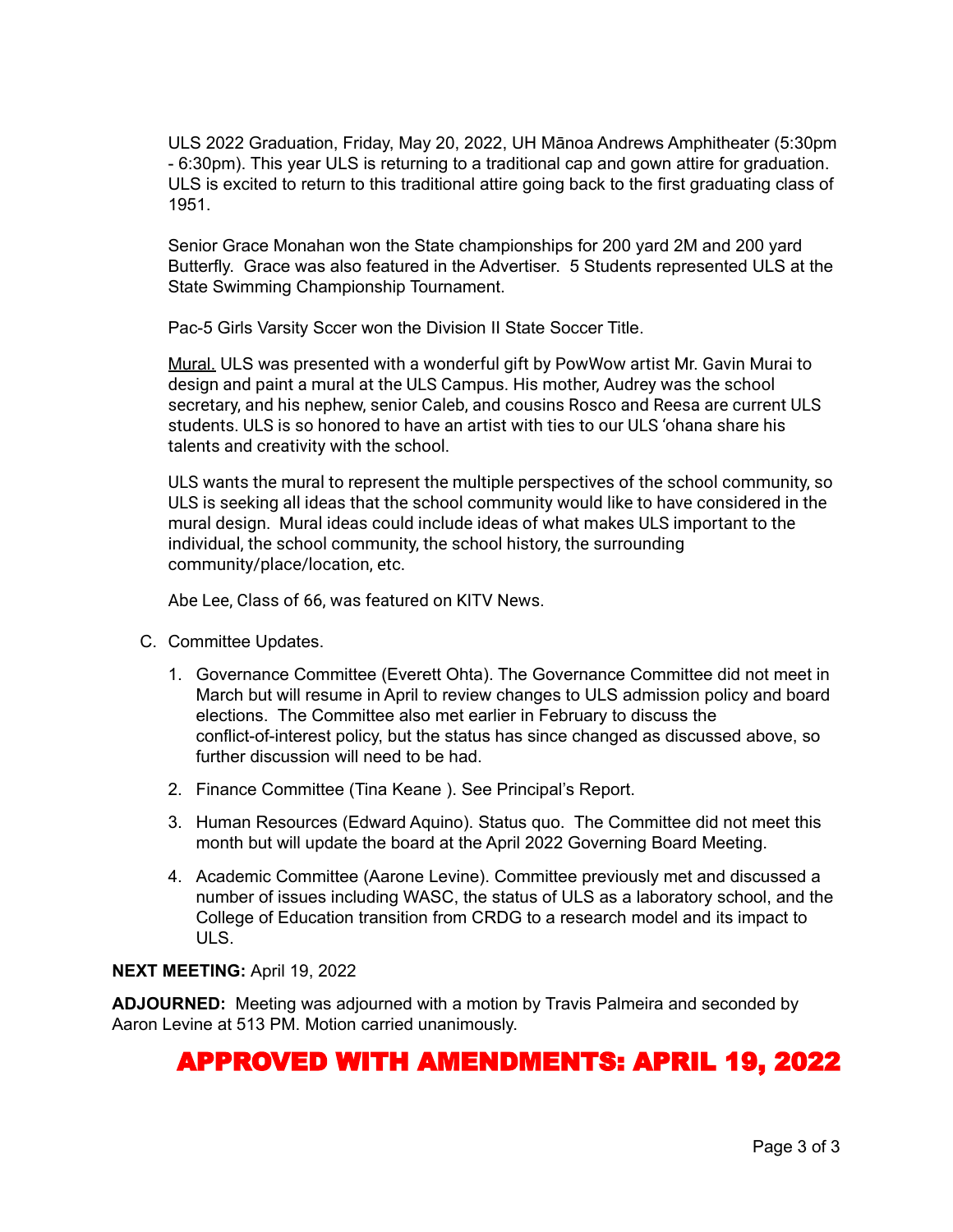ULS 2022 Graduation, Friday, May 20, 2022, UH Mānoa Andrews Amphitheater (5:30pm - 6:30pm). This year ULS is returning to a traditional cap and gown attire for graduation. ULS is excited to return to this traditional attire going back to the first graduating class of 1951.

Senior Grace Monahan won the State championships for 200 yard 2M and 200 yard Butterfly. Grace was also featured in the Advertiser. 5 Students represented ULS at the State Swimming Championship Tournament.

Pac-5 Girls Varsity Sccer won the Division II State Soccer Title.

Mural. ULS was presented with a wonderful gift by PowWow artist Mr. Gavin Murai to design and paint a mural at the ULS Campus. His mother, Audrey was the school secretary, and his nephew, senior Caleb, and cousins Rosco and Reesa are current ULS students. ULS is so honored to have an artist with ties to our ULS ʻohana share his talents and creativity with the school.

ULS wants the mural to represent the multiple perspectives of the school community, so ULS is seeking all ideas that the school community would like to have considered in the mural design. Mural ideas could include ideas of what makes ULS important to the individual, the school community, the school history, the surrounding community/place/location, etc.

Abe Lee, Class of 66, was featured on KITV News.

C. Committee Updates.

1. Governance Committee (Everett Ohta). The Governance Committee did not meet in March but will resume in April to review changes to ULS admission policy and board elections. The Committee also met earlier in February to discuss the conflict-of-interest policy, but the status has since changed as discussed above, so further discussion will need to be had.
2. Finance Committee (Tina Keane ). See Principal's Report.
3. Human Resources (Edward Aquino). Status quo. The Committee did not meet this month but will update the board at the April 2022 Governing Board Meeting.
4. Academic Committee (Aarone Levine). Committee previously met and discussed a number of issues including WASC, the status of ULS as a laboratory school, and the College of Education transition from CRDG to a research model and its impact to ULS.

**NEXT MEETING:** April 19, 2022

**ADJOURNED:** Meeting was adjourned with a motion by Travis Palmeira and seconded by Aaron Levine at 513 PM. Motion carried unanimously.

**APPROVED WITH AMENDMENTS: APRIL 19, 2022**